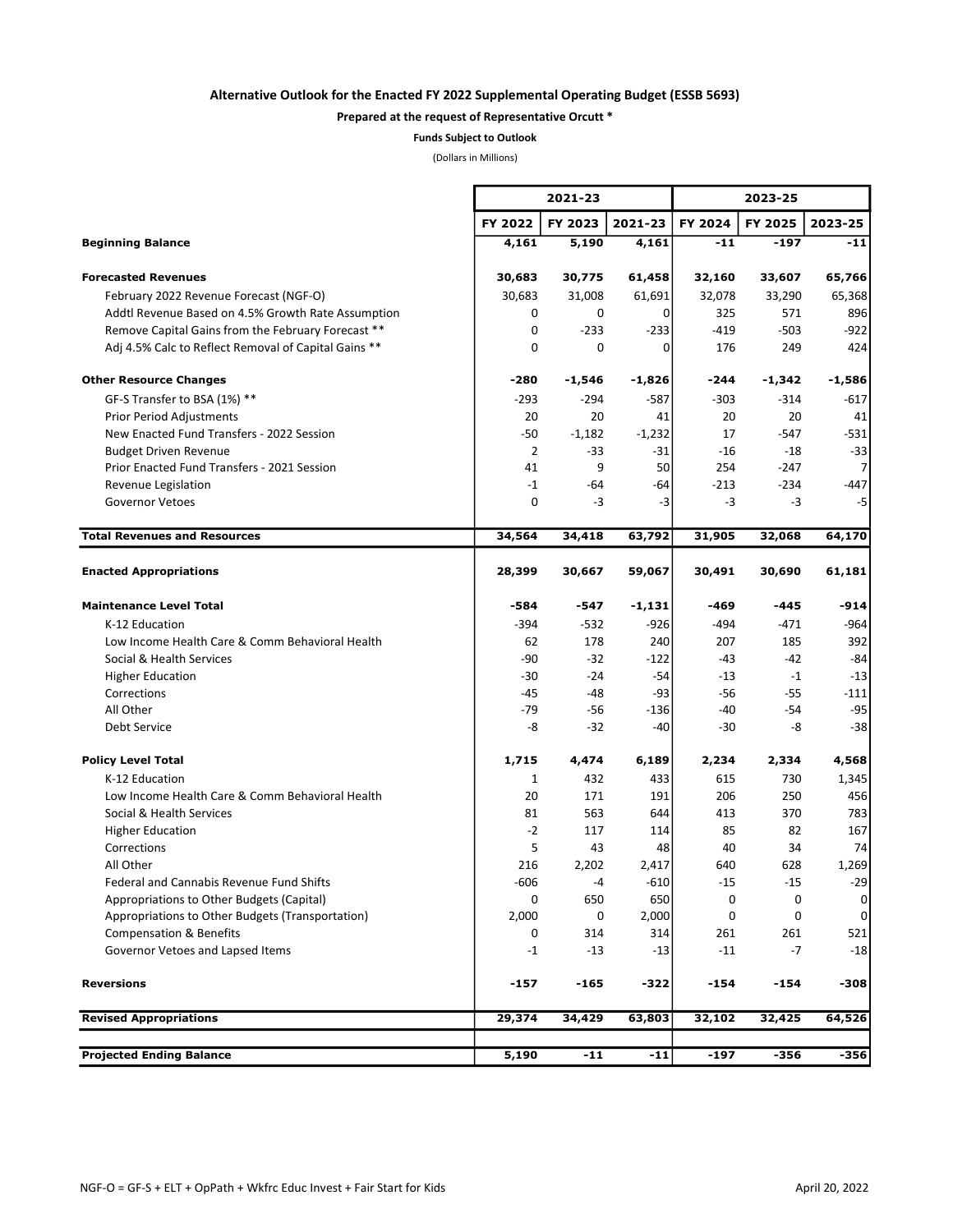**Alternative Outlook for the Enacted FY 2022 Supplemental Operating Budget (ESSB 5693)**

**Prepared at the request of Representative Orcutt ***

**Funds Subject to Outlook**

(Dollars in Millions)

| | 2021-23 | | | 2023-25 | | |
|---|---|---|---|---|---|---|
| | FY 2022 | FY 2023 | 2021-23 | FY 2024 | FY 2025 | 2023-25 |
| **Beginning Balance** | **4,161** | **5,190** | **4,161** | **-11** | **-197** | **-11** |
| **Forecasted Revenues** | **30,683** | **30,775** | **61,458** | **32,160** | **33,607** | **65,766** |
| February 2022 Revenue Forecast (NGF-O) | 30,683 | 31,008 | 61,691 | 32,078 | 33,290 | 65,368 |
| Addtl Revenue Based on 4.5% Growth Rate Assumption | 0 | 0 | 0 | 325 | 571 | 896 |
| Remove Capital Gains from the February Forecast ** | 0 | -233 | -233 | -419 | -503 | -922 |
| Adj 4.5% Calc to Reflect Removal of Capital Gains ** | 0 | 0 | 0 | 176 | 249 | 424 |
| **Other Resource Changes** | **-280** | **-1,546** | **-1,826** | **-244** | **-1,342** | **-1,586** |
| GF-S Transfer to BSA (1%) ** | -293 | -294 | -587 | -303 | -314 | -617 |
| Prior Period Adjustments | 20 | 20 | 41 | 20 | 20 | 41 |
| New Enacted Fund Transfers - 2022 Session | -50 | -1,182 | -1,232 | 17 | -547 | -531 |
| Budget Driven Revenue | 2 | -33 | -31 | -16 | -18 | -33 |
| Prior Enacted Fund Transfers - 2021 Session | 41 | 9 | 50 | 254 | -247 | 7 |
| Revenue Legislation | -1 | -64 | -64 | -213 | -234 | -447 |
| Governor Vetoes | 0 | -3 | -3 | -3 | -3 | -5 |
| **Total Revenues and Resources** | **34,564** | **34,418** | **63,792** | **31,905** | **32,068** | **64,170** |
| **Enacted Appropriations** | **28,399** | **30,667** | **59,067** | **30,491** | **30,690** | **61,181** |
| **Maintenance Level Total** | **-584** | **-547** | **-1,131** | **-469** | **-445** | **-914** |
| K-12 Education | -394 | -532 | -926 | -494 | -471 | -964 |
| Low Income Health Care & Comm Behavioral Health | 62 | 178 | 240 | 207 | 185 | 392 |
| Social & Health Services | -90 | -32 | -122 | -43 | -42 | -84 |
| Higher Education | -30 | -24 | -54 | -13 | -1 | -13 |
| Corrections | -45 | -48 | -93 | -56 | -55 | -111 |
| All Other | -79 | -56 | -136 | -40 | -54 | -95 |
| Debt Service | -8 | -32 | -40 | -30 | -8 | -38 |
| **Policy Level Total** | **1,715** | **4,474** | **6,189** | **2,234** | **2,334** | **4,568** |
| K-12 Education | 1 | 432 | 433 | 615 | 730 | 1,345 |
| Low Income Health Care & Comm Behavioral Health | 20 | 171 | 191 | 206 | 250 | 456 |
| Social & Health Services | 81 | 563 | 644 | 413 | 370 | 783 |
| Higher Education | -2 | 117 | 114 | 85 | 82 | 167 |
| Corrections | 5 | 43 | 48 | 40 | 34 | 74 |
| All Other | 216 | 2,202 | 2,417 | 640 | 628 | 1,269 |
| Federal and Cannabis Revenue Fund Shifts | -606 | -4 | -610 | -15 | -15 | -29 |
| Appropriations to Other Budgets (Capital) | 0 | 650 | 650 | 0 | 0 | 0 |
| Appropriations to Other Budgets (Transportation) | 2,000 | 0 | 2,000 | 0 | 0 | 0 |
| Compensation & Benefits | 0 | 314 | 314 | 261 | 261 | 521 |
| Governor Vetoes and Lapsed Items | -1 | -13 | -13 | -11 | -7 | -18 |
| **Reversions** | **-157** | **-165** | **-322** | **-154** | **-154** | **-308** |
| **Revised Appropriations** | **29,374** | **34,429** | **63,803** | **32,102** | **32,425** | **64,526** |
| **Projected Ending Balance** | **5,190** | **-11** | **-11** | **-197** | **-356** | **-356** |

NGF-O = GF-S + ELT + OpPath + Wkfrc Educ Invest + Fair Start for Kids

April 20, 2022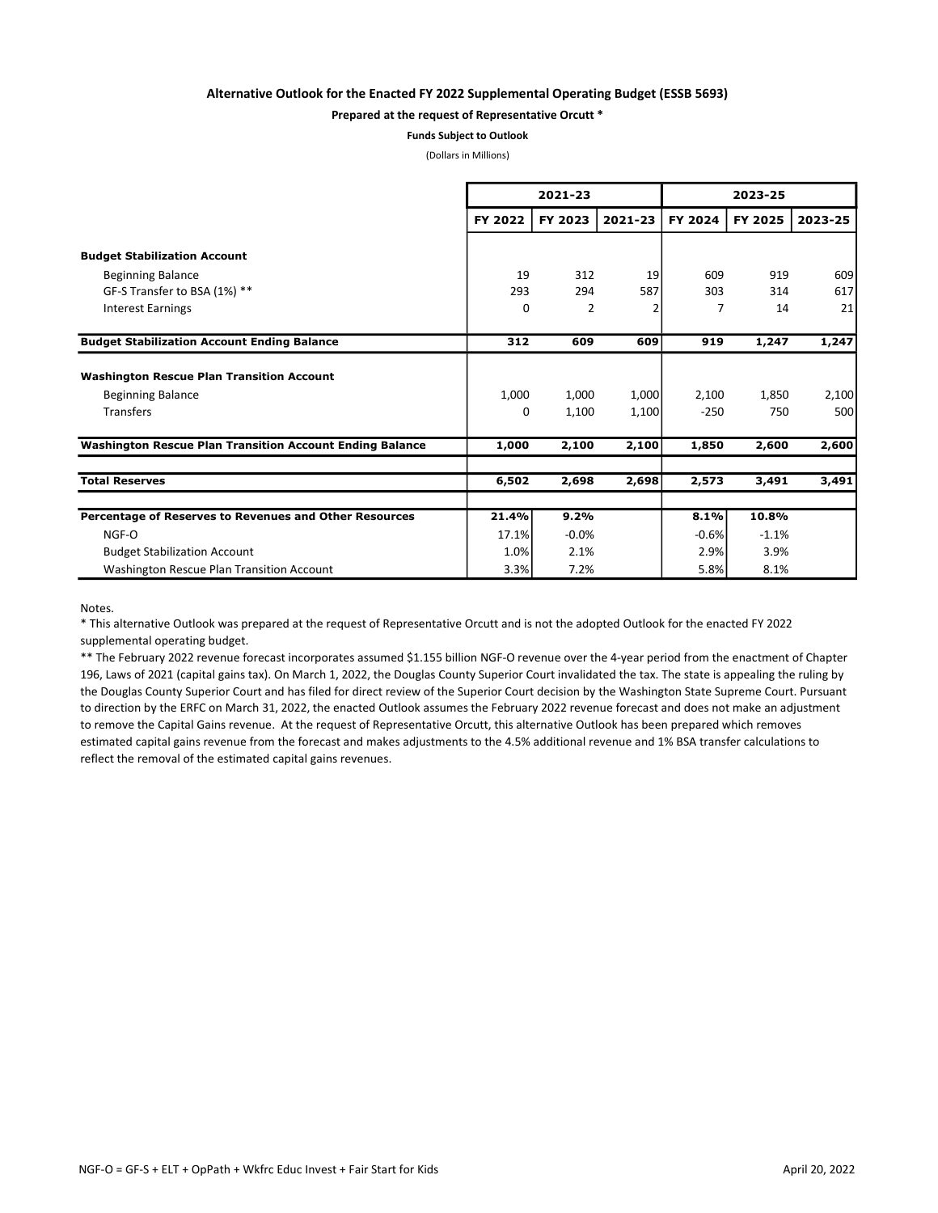**Alternative Outlook for the Enacted FY 2022 Supplemental Operating Budget (ESSB 5693)**

**Prepared at the request of Representative Orcutt ***

**Funds Subject to Outlook**

(Dollars in Millions)

| | 2021-23 | | | 2023-25 | | |
|---|---|---|---|---|---|---|
| | **FY 2022** | **FY 2023** | **2021-23** | **FY 2024** | **FY 2025** | **2023-25** |
| **Budget Stabilization Account** | | | | | | |
| Beginning Balance | 19 | 312 | 19 | 609 | 919 | 609 |
| GF-S Transfer to BSA (1%) ** | 293 | 294 | 587 | 303 | 314 | 617 |
| Interest Earnings | 0 | 2 | 2 | 7 | 14 | 21 |
| **Budget Stabilization Account Ending Balance** | **312** | **609** | **609** | **919** | **1,247** | **1,247** |
| **Washington Rescue Plan Transition Account** | | | | | | |
| Beginning Balance | 1,000 | 1,000 | 1,000 | 2,100 | 1,850 | 2,100 |
| Transfers | 0 | 1,100 | 1,100 | -250 | 750 | 500 |
| **Washington Rescue Plan Transition Account Ending Balance** | **1,000** | **2,100** | **2,100** | **1,850** | **2,600** | **2,600** |
| **Total Reserves** | **6,502** | **2,698** | **2,698** | **2,573** | **3,491** | **3,491** |
| **Percentage of Reserves to Revenues and Other Resources** | **21.4%** | **9.2%** | | **8.1%** | **10.8%** | |
| NGF-O | 17.1% | -0.0% | | -0.6% | -1.1% | |
| Budget Stabilization Account | 1.0% | 2.1% | | 2.9% | 3.9% | |
| Washington Rescue Plan Transition Account | 3.3% | 7.2% | | 5.8% | 8.1% | |

Notes.

* This alternative Outlook was prepared at the request of Representative Orcutt and is not the adopted Outlook for the enacted FY 2022 supplemental operating budget.

** The February 2022 revenue forecast incorporates assumed $1.155 billion NGF-O revenue over the 4-year period from the enactment of Chapter 196, Laws of 2021 (capital gains tax). On March 1, 2022, the Douglas County Superior Court invalidated the tax. The state is appealing the ruling by the Douglas County Superior Court and has filed for direct review of the Superior Court decision by the Washington State Supreme Court. Pursuant to direction by the ERFC on March 31, 2022, the enacted Outlook assumes the February 2022 revenue forecast and does not make an adjustment to remove the Capital Gains revenue. At the request of Representative Orcutt, this alternative Outlook has been prepared which removes estimated capital gains revenue from the forecast and makes adjustments to the 4.5% additional revenue and 1% BSA transfer calculations to reflect the removal of the estimated capital gains revenues.

NGF-O = GF-S + ELT + OpPath + Wkfrc Educ Invest + Fair Start for Kids

April 20, 2022